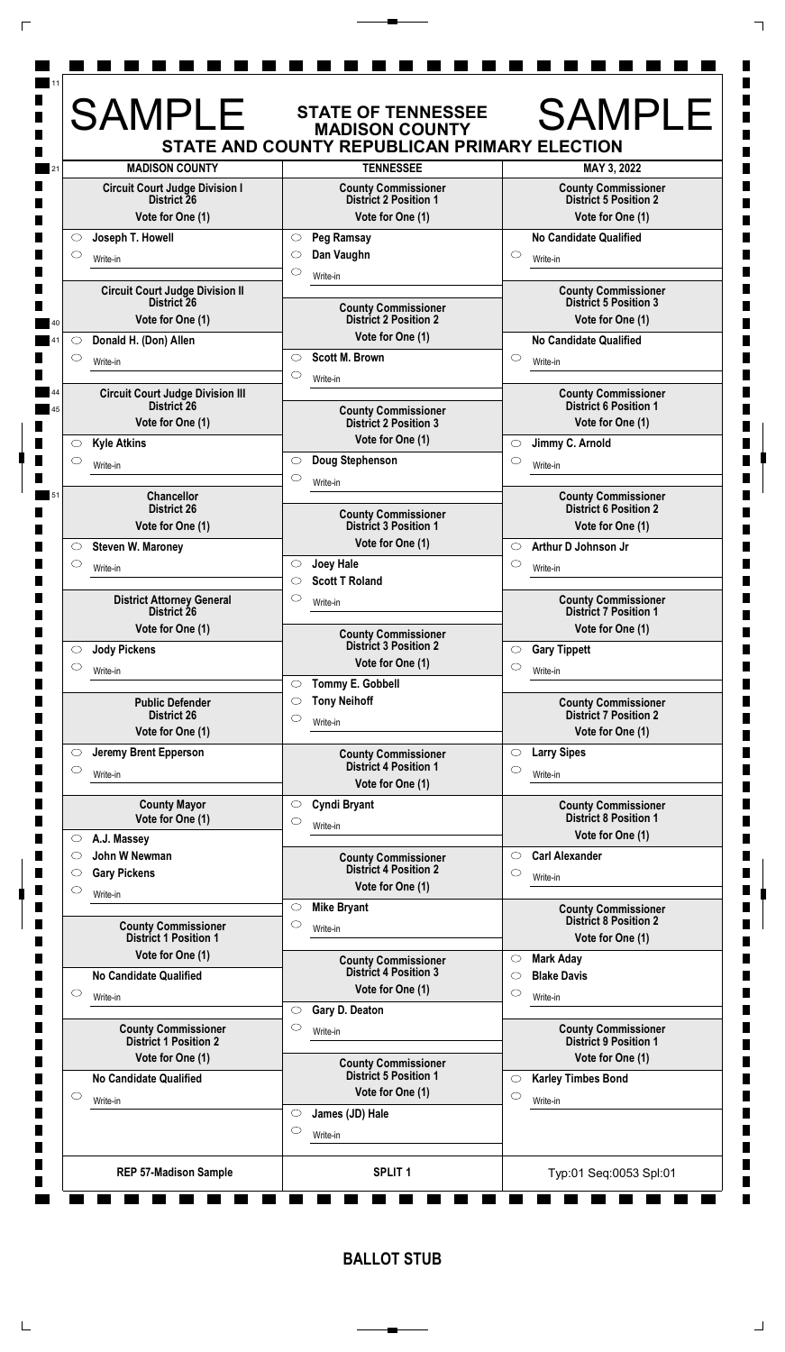# SAMPLE — STATE OF TENNESSEE MADISON COUNTY — SAMPLE

## STATE AND COUNTY REPUBLICAN PRIMARY ELECTION

**MADISON COUNTY** | **TENNESSEE** | **MAY 3, 2022**

### Circuit Court Judge Division I District 26
Vote for One (1)
- ○ Joseph T. Howell
- ○ Write-in

### Circuit Court Judge Division II District 26
Vote for One (1)
- ○ Donald H. (Don) Allen
- ○ Write-in

### Circuit Court Judge Division III District 26
Vote for One (1)
- ○ Kyle Atkins
- ○ Write-in

### Chancellor District 26
Vote for One (1)
- ○ Steven W. Maroney
- ○ Write-in

### District Attorney General District 26
Vote for One (1)
- ○ Jody Pickens
- ○ Write-in

### Public Defender District 26
Vote for One (1)
- ○ Jeremy Brent Epperson
- ○ Write-in

### County Mayor
Vote for One (1)
- ○ A.J. Massey
- ○ John W Newman
- ○ Gary Pickens
- ○ Write-in

### County Commissioner District 1 Position 1
Vote for One (1)
- No Candidate Qualified
- ○ Write-in

### County Commissioner District 1 Position 2
Vote for One (1)
- No Candidate Qualified
- ○ Write-in

### County Commissioner District 2 Position 1
Vote for One (1)
- ○ Peg Ramsay
- ○ Dan Vaughn
- ○ Write-in

### County Commissioner District 2 Position 2
Vote for One (1)
- ○ Scott M. Brown
- ○ Write-in

### County Commissioner District 2 Position 3
Vote for One (1)
- ○ Doug Stephenson
- ○ Write-in

### County Commissioner District 3 Position 1
Vote for One (1)
- ○ Joey Hale
- ○ Scott T Roland
- ○ Write-in

### County Commissioner District 3 Position 2
Vote for One (1)
- ○ Tommy E. Gobbell
- ○ Tony Neihoff
- ○ Write-in

### County Commissioner District 4 Position 1
Vote for One (1)
- ○ Cyndi Bryant
- ○ Write-in

### County Commissioner District 4 Position 2
Vote for One (1)
- ○ Mike Bryant
- ○ Write-in

### County Commissioner District 4 Position 3
Vote for One (1)
- ○ Gary D. Deaton
- ○ Write-in

### County Commissioner District 5 Position 1
Vote for One (1)
- ○ James (JD) Hale
- ○ Write-in

### County Commissioner District 5 Position 2
Vote for One (1)
- No Candidate Qualified
- ○ Write-in

### County Commissioner District 5 Position 3
Vote for One (1)
- No Candidate Qualified
- ○ Write-in

### County Commissioner District 6 Position 1
Vote for One (1)
- ○ Jimmy C. Arnold
- ○ Write-in

### County Commissioner District 6 Position 2
Vote for One (1)
- ○ Arthur D Johnson Jr
- ○ Write-in

### County Commissioner District 7 Position 1
Vote for One (1)
- ○ Gary Tippett
- ○ Write-in

### County Commissioner District 7 Position 2
Vote for One (1)
- ○ Larry Sipes
- ○ Write-in

### County Commissioner District 8 Position 1
Vote for One (1)
- ○ Carl Alexander
- ○ Write-in

### County Commissioner District 8 Position 2
Vote for One (1)
- ○ Mark Aday
- ○ Blake Davis
- ○ Write-in

### County Commissioner District 9 Position 1
Vote for One (1)
- ○ Karley Timbes Bond
- ○ Write-in

REP 57-Madison Sample | SPLIT 1 | Typ:01 Seq:0053 Spl:01

**BALLOT STUB**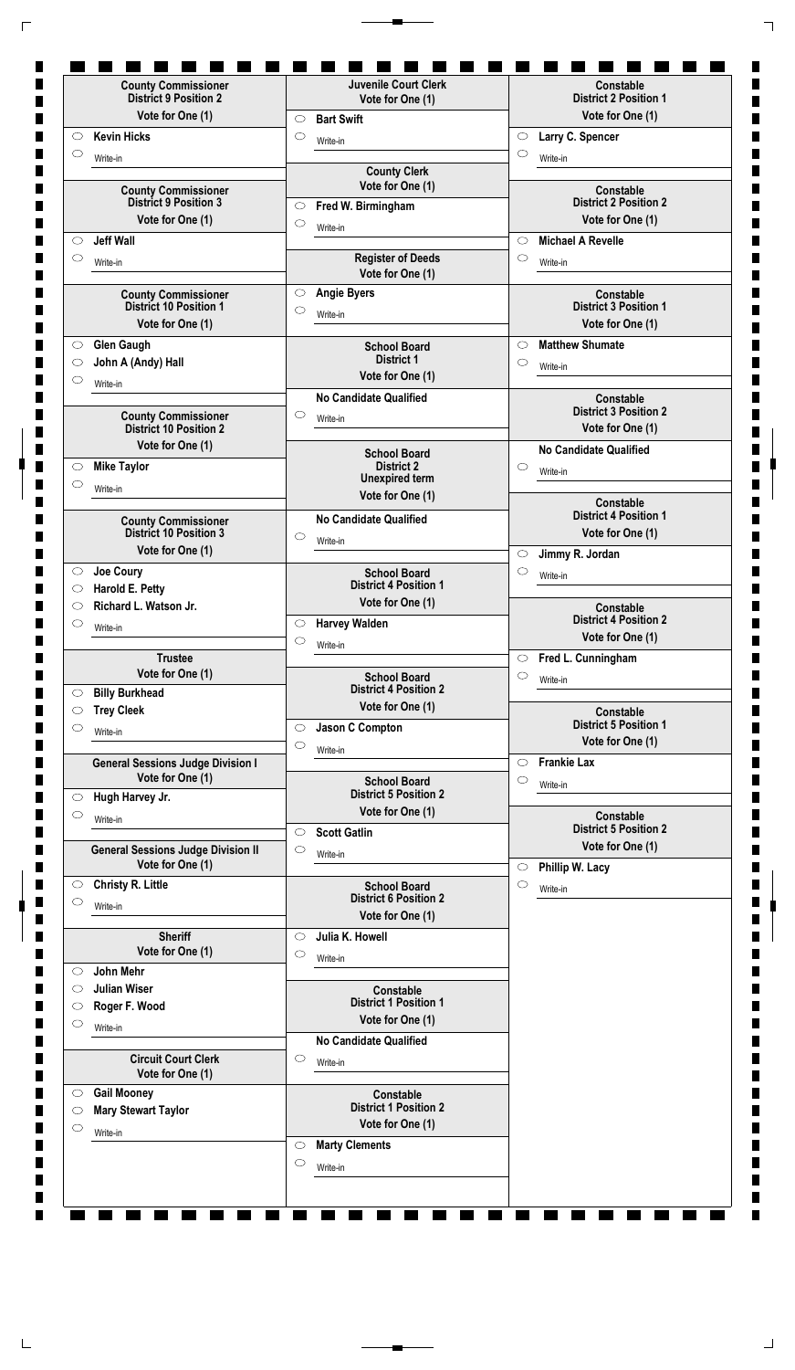### County Commissioner District 9 Position 2
Vote for One (1)

- ◯ Kevin Hicks
- ◯ Write-in

### County Commissioner District 9 Position 3
Vote for One (1)

- ◯ Jeff Wall
- ◯ Write-in

### County Commissioner District 10 Position 1
Vote for One (1)

- ◯ Glen Gaugh
- ◯ John A (Andy) Hall
- ◯ Write-in

### County Commissioner District 10 Position 2
Vote for One (1)

- ◯ Mike Taylor
- ◯ Write-in

### County Commissioner District 10 Position 3
Vote for One (1)

- ◯ Joe Coury
- ◯ Harold E. Petty
- ◯ Richard L. Watson Jr.
- ◯ Write-in

### Trustee
Vote for One (1)

- ◯ Billy Burkhead
- ◯ Trey Cleek
- ◯ Write-in

### General Sessions Judge Division I
Vote for One (1)

- ◯ Hugh Harvey Jr.
- ◯ Write-in

### General Sessions Judge Division II
Vote for One (1)

- ◯ Christy R. Little
- ◯ Write-in

### Sheriff
Vote for One (1)

- ◯ John Mehr
- ◯ Julian Wiser
- ◯ Roger F. Wood
- ◯ Write-in

### Circuit Court Clerk
Vote for One (1)

- ◯ Gail Mooney
- ◯ Mary Stewart Taylor
- ◯ Write-in

### Juvenile Court Clerk
Vote for One (1)

- ◯ Bart Swift
- ◯ Write-in

### County Clerk
Vote for One (1)

- ◯ Fred W. Birmingham
- ◯ Write-in

### Register of Deeds
Vote for One (1)

- ◯ Angie Byers
- ◯ Write-in

### School Board District 1
Vote for One (1)

No Candidate Qualified

- ◯ Write-in

### School Board District 2 Unexpired term
Vote for One (1)

No Candidate Qualified

- ◯ Write-in

### School Board District 4 Position 1
Vote for One (1)

- ◯ Harvey Walden
- ◯ Write-in

### School Board District 4 Position 2
Vote for One (1)

- ◯ Jason C Compton
- ◯ Write-in

### School Board District 5 Position 2
Vote for One (1)

- ◯ Scott Gatlin
- ◯ Write-in

### School Board District 6 Position 2
Vote for One (1)

- ◯ Julia K. Howell
- ◯ Write-in

### Constable District 1 Position 1
Vote for One (1)

No Candidate Qualified

- ◯ Write-in

### Constable District 1 Position 2
Vote for One (1)

- ◯ Marty Clements
- ◯ Write-in

### Constable District 2 Position 1
Vote for One (1)

- ◯ Larry C. Spencer
- ◯ Write-in

### Constable District 2 Position 2
Vote for One (1)

- ◯ Michael A Revelle
- ◯ Write-in

### Constable District 3 Position 1
Vote for One (1)

- ◯ Matthew Shumate
- ◯ Write-in

### Constable District 3 Position 2
Vote for One (1)

No Candidate Qualified

- ◯ Write-in

### Constable District 4 Position 1
Vote for One (1)

- ◯ Jimmy R. Jordan
- ◯ Write-in

### Constable District 4 Position 2
Vote for One (1)

- ◯ Fred L. Cunningham
- ◯ Write-in

### Constable District 5 Position 1
Vote for One (1)

- ◯ Frankie Lax
- ◯ Write-in

### Constable District 5 Position 2
Vote for One (1)

- ◯ Phillip W. Lacy
- ◯ Write-in